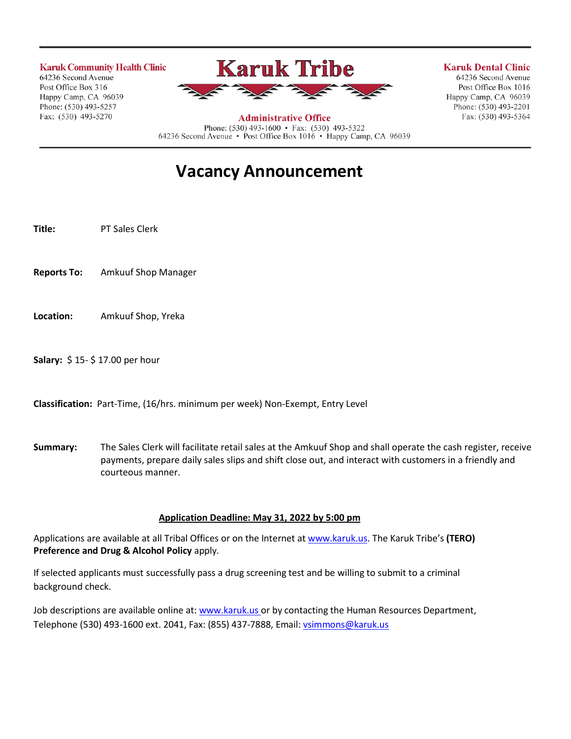**Karuk Community Health Clinic**
64236 Second Avenue
Post Office Box 316
Happy Camp, CA 96039
Phone: (530) 493-5257
Fax: (530) 493-5270

# Karuk Tribe

**Administrative Office**
Phone: (530) 493-1600 • Fax: (530) 493-5322
64236 Second Avenue • Post Office Box 1016 • Happy Camp, CA 96039

**Karuk Dental Clinic**
64236 Second Avenue
Post Office Box 1016
Happy Camp, CA 96039
Phone: (530) 493-2201
Fax: (530) 493-5364

## Vacancy Announcement

**Title:** PT Sales Clerk

**Reports To:** Amkuuf Shop Manager

**Location:** Amkuuf Shop, Yreka

**Salary:** $ 15- $ 17.00 per hour

**Classification:** Part-Time, (16/hrs. minimum per week) Non-Exempt, Entry Level

**Summary:** The Sales Clerk will facilitate retail sales at the Amkuuf Shop and shall operate the cash register, receive payments, prepare daily sales slips and shift close out, and interact with customers in a friendly and courteous manner.

**Application Deadline: May 31, 2022 by 5:00 pm**

Applications are available at all Tribal Offices or on the Internet at www.karuk.us. The Karuk Tribe's **(TERO) Preference and Drug & Alcohol Policy** apply.

If selected applicants must successfully pass a drug screening test and be willing to submit to a criminal background check.

Job descriptions are available online at: www.karuk.us or by contacting the Human Resources Department, Telephone (530) 493-1600 ext. 2041, Fax: (855) 437-7888, Email: vsimmons@karuk.us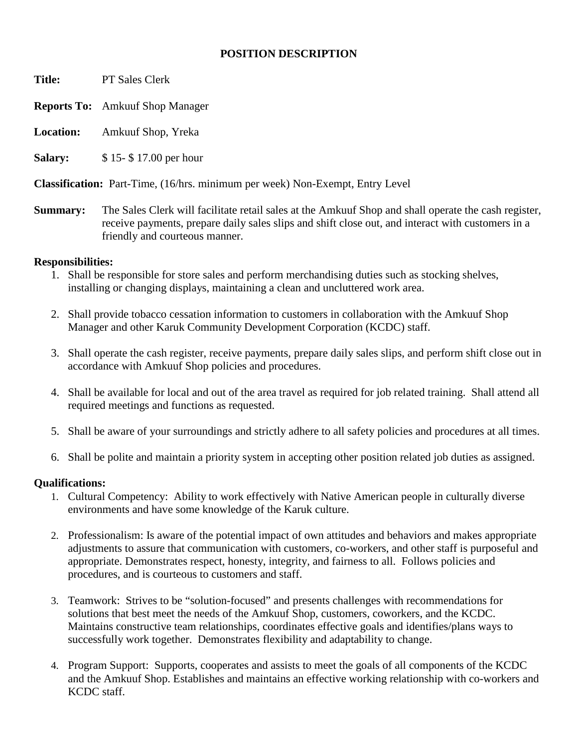# POSITION DESCRIPTION

**Title:** PT Sales Clerk

**Reports To:** Amkuuf Shop Manager

**Location:** Amkuuf Shop, Yreka

**Salary:** $ 15- $ 17.00 per hour

**Classification:** Part-Time, (16/hrs. minimum per week) Non-Exempt, Entry Level

**Summary:** The Sales Clerk will facilitate retail sales at the Amkuuf Shop and shall operate the cash register, receive payments, prepare daily sales slips and shift close out, and interact with customers in a friendly and courteous manner.

**Responsibilities:**

1. Shall be responsible for store sales and perform merchandising duties such as stocking shelves, installing or changing displays, maintaining a clean and uncluttered work area.

2. Shall provide tobacco cessation information to customers in collaboration with the Amkuuf Shop Manager and other Karuk Community Development Corporation (KCDC) staff.

3. Shall operate the cash register, receive payments, prepare daily sales slips, and perform shift close out in accordance with Amkuuf Shop policies and procedures.

4. Shall be available for local and out of the area travel as required for job related training. Shall attend all required meetings and functions as requested.

5. Shall be aware of your surroundings and strictly adhere to all safety policies and procedures at all times.

6. Shall be polite and maintain a priority system in accepting other position related job duties as assigned.

**Qualifications:**

1. Cultural Competency: Ability to work effectively with Native American people in culturally diverse environments and have some knowledge of the Karuk culture.

2. Professionalism: Is aware of the potential impact of own attitudes and behaviors and makes appropriate adjustments to assure that communication with customers, co-workers, and other staff is purposeful and appropriate. Demonstrates respect, honesty, integrity, and fairness to all. Follows policies and procedures, and is courteous to customers and staff.

3. Teamwork: Strives to be "solution-focused" and presents challenges with recommendations for solutions that best meet the needs of the Amkuuf Shop, customers, coworkers, and the KCDC. Maintains constructive team relationships, coordinates effective goals and identifies/plans ways to successfully work together. Demonstrates flexibility and adaptability to change.

4. Program Support: Supports, cooperates and assists to meet the goals of all components of the KCDC and the Amkuuf Shop. Establishes and maintains an effective working relationship with co-workers and KCDC staff.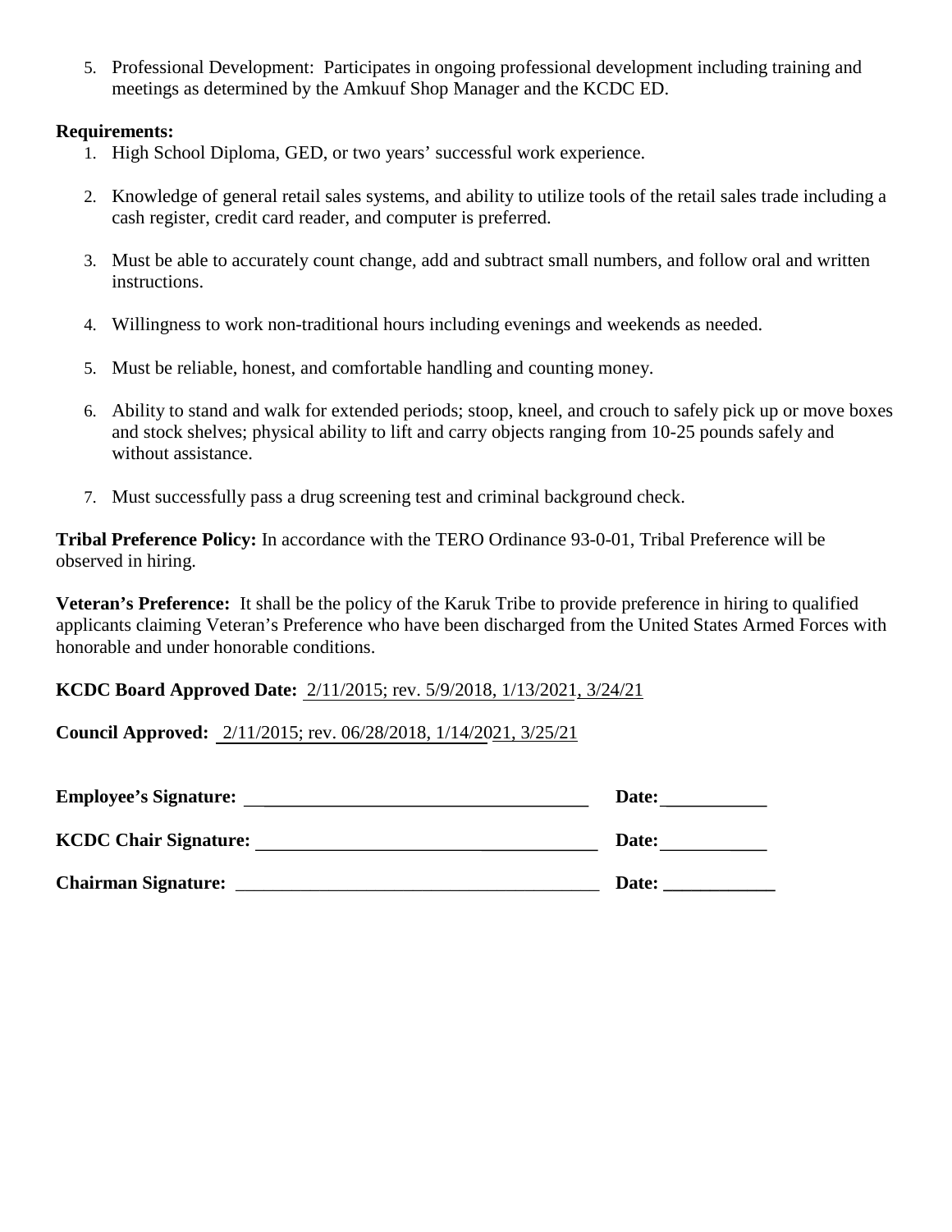5. Professional Development: Participates in ongoing professional development including training and meetings as determined by the Amkuuf Shop Manager and the KCDC ED.

**Requirements:**

1. High School Diploma, GED, or two years' successful work experience.

2. Knowledge of general retail sales systems, and ability to utilize tools of the retail sales trade including a cash register, credit card reader, and computer is preferred.

3. Must be able to accurately count change, add and subtract small numbers, and follow oral and written instructions.

4. Willingness to work non-traditional hours including evenings and weekends as needed.

5. Must be reliable, honest, and comfortable handling and counting money.

6. Ability to stand and walk for extended periods; stoop, kneel, and crouch to safely pick up or move boxes and stock shelves; physical ability to lift and carry objects ranging from 10-25 pounds safely and without assistance.

7. Must successfully pass a drug screening test and criminal background check.

**Tribal Preference Policy:** In accordance with the TERO Ordinance 93-0-01, Tribal Preference will be observed in hiring.

**Veteran's Preference:** It shall be the policy of the Karuk Tribe to provide preference in hiring to qualified applicants claiming Veteran's Preference who have been discharged from the United States Armed Forces with honorable and under honorable conditions.

**KCDC Board Approved Date:** 2/11/2015; rev. 5/9/2018, 1/13/2021, 3/24/21

**Council Approved:** 2/11/2015; rev. 06/28/2018, 1/14/2021, 3/25/21

**Employee's Signature:** ____________________________________ **Date:** ___________

**KCDC Chair Signature:** ____________________________________ **Date:** ___________

**Chairman Signature:** ______________________________________ **Date:** ___________